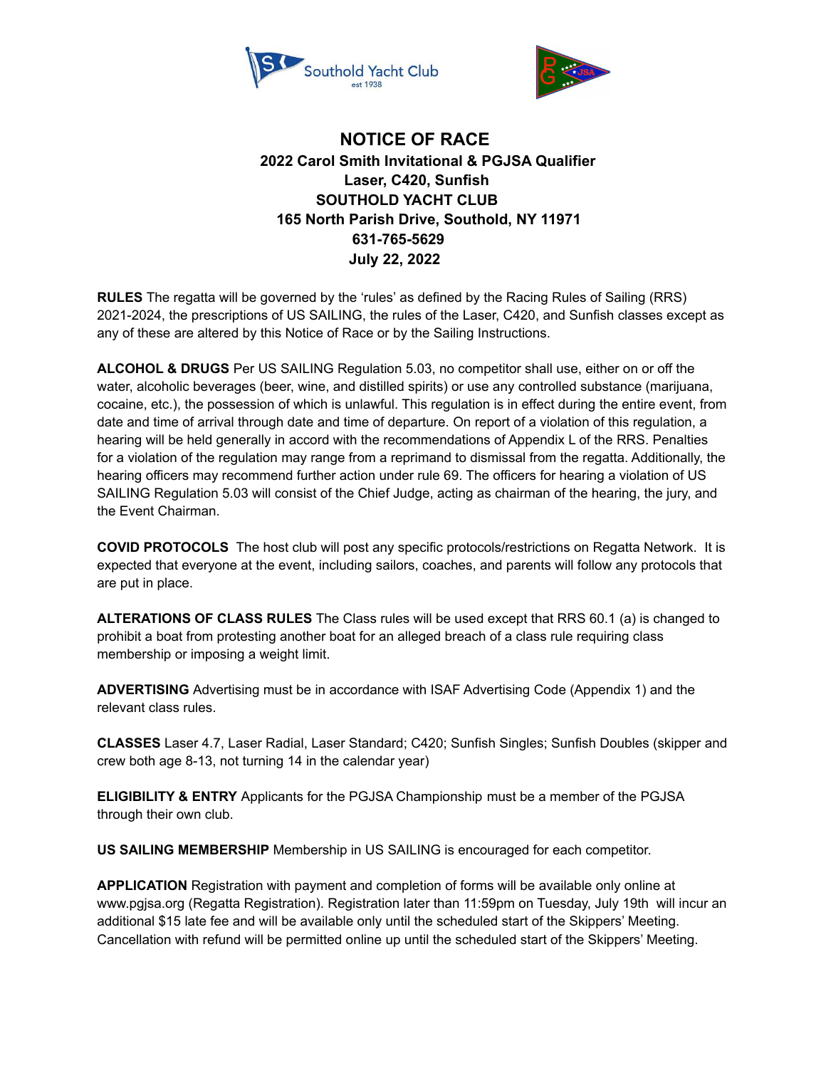# NOTICE OF RACE

**2022 Carol Smith Invitational & PGJSA Qualifier**
**Laser, C420, Sunfish**
**SOUTHOLD YACHT CLUB**
**165 North Parish Drive, Southold, NY 11971**
**631-765-5629**
**July 22, 2022**

**RULES** The regatta will be governed by the 'rules' as defined by the Racing Rules of Sailing (RRS) 2021-2024, the prescriptions of US SAILING, the rules of the Laser, C420, and Sunfish classes except as any of these are altered by this Notice of Race or by the Sailing Instructions.

**ALCOHOL & DRUGS** Per US SAILING Regulation 5.03, no competitor shall use, either on or off the water, alcoholic beverages (beer, wine, and distilled spirits) or use any controlled substance (marijuana, cocaine, etc.), the possession of which is unlawful. This regulation is in effect during the entire event, from date and time of arrival through date and time of departure. On report of a violation of this regulation, a hearing will be held generally in accord with the recommendations of Appendix L of the RRS. Penalties for a violation of the regulation may range from a reprimand to dismissal from the regatta. Additionally, the hearing officers may recommend further action under rule 69. The officers for hearing a violation of US SAILING Regulation 5.03 will consist of the Chief Judge, acting as chairman of the hearing, the jury, and the Event Chairman.

**COVID PROTOCOLS** The host club will post any specific protocols/restrictions on Regatta Network. It is expected that everyone at the event, including sailors, coaches, and parents will follow any protocols that are put in place.

**ALTERATIONS OF CLASS RULES** The Class rules will be used except that RRS 60.1 (a) is changed to prohibit a boat from protesting another boat for an alleged breach of a class rule requiring class membership or imposing a weight limit.

**ADVERTISING** Advertising must be in accordance with ISAF Advertising Code (Appendix 1) and the relevant class rules.

**CLASSES** Laser 4.7, Laser Radial, Laser Standard; C420; Sunfish Singles; Sunfish Doubles (skipper and crew both age 8-13, not turning 14 in the calendar year)

**ELIGIBILITY & ENTRY** Applicants for the PGJSA Championship must be a member of the PGJSA through their own club.

**US SAILING MEMBERSHIP** Membership in US SAILING is encouraged for each competitor.

**APPLICATION** Registration with payment and completion of forms will be available only online at www.pgjsa.org (Regatta Registration). Registration later than 11:59pm on Tuesday, July 19th will incur an additional $15 late fee and will be available only until the scheduled start of the Skippers' Meeting. Cancellation with refund will be permitted online up until the scheduled start of the Skippers' Meeting.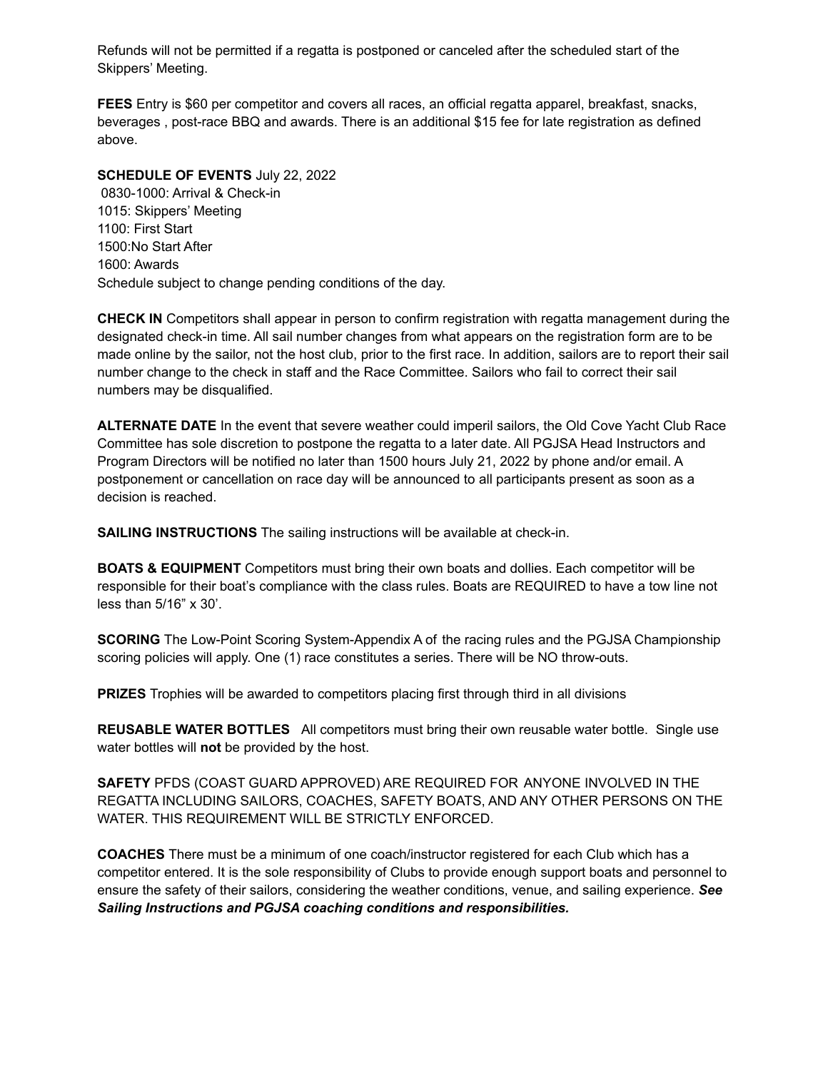Refunds will not be permitted if a regatta is postponed or canceled after the scheduled start of the Skippers' Meeting.

**FEES** Entry is $60 per competitor and covers all races, an official regatta apparel, breakfast, snacks, beverages , post-race BBQ and awards. There is an additional $15 fee for late registration as defined above.

**SCHEDULE OF EVENTS** July 22, 2022
0830-1000: Arrival & Check-in
1015: Skippers' Meeting
1100: First Start
1500:No Start After
1600: Awards
Schedule subject to change pending conditions of the day.

**CHECK IN** Competitors shall appear in person to confirm registration with regatta management during the designated check-in time. All sail number changes from what appears on the registration form are to be made online by the sailor, not the host club, prior to the first race. In addition, sailors are to report their sail number change to the check in staff and the Race Committee. Sailors who fail to correct their sail numbers may be disqualified.

**ALTERNATE DATE** In the event that severe weather could imperil sailors, the Old Cove Yacht Club Race Committee has sole discretion to postpone the regatta to a later date. All PGJSA Head Instructors and Program Directors will be notified no later than 1500 hours July 21, 2022 by phone and/or email. A postponement or cancellation on race day will be announced to all participants present as soon as a decision is reached.

**SAILING INSTRUCTIONS** The sailing instructions will be available at check-in.

**BOATS & EQUIPMENT** Competitors must bring their own boats and dollies. Each competitor will be responsible for their boat's compliance with the class rules. Boats are REQUIRED to have a tow line not less than 5/16" x 30'.

**SCORING** The Low-Point Scoring System-Appendix A of the racing rules and the PGJSA Championship scoring policies will apply. One (1) race constitutes a series. There will be NO throw-outs.

**PRIZES** Trophies will be awarded to competitors placing first through third in all divisions

**REUSABLE WATER BOTTLES** All competitors must bring their own reusable water bottle. Single use water bottles will **not** be provided by the host.

**SAFETY** PFDS (COAST GUARD APPROVED) ARE REQUIRED FOR ANYONE INVOLVED IN THE REGATTA INCLUDING SAILORS, COACHES, SAFETY BOATS, AND ANY OTHER PERSONS ON THE WATER. THIS REQUIREMENT WILL BE STRICTLY ENFORCED.

**COACHES** There must be a minimum of one coach/instructor registered for each Club which has a competitor entered. It is the sole responsibility of Clubs to provide enough support boats and personnel to ensure the safety of their sailors, considering the weather conditions, venue, and sailing experience. ***See Sailing Instructions and PGJSA coaching conditions and responsibilities.***